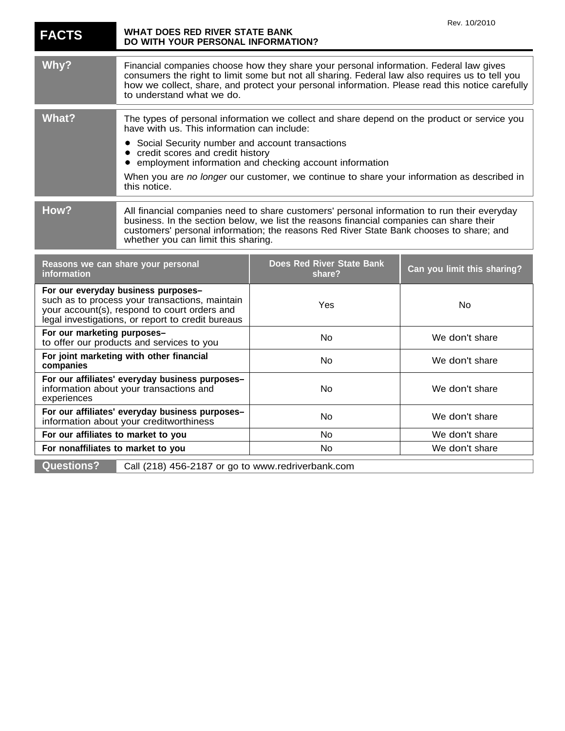Rev. 10/2010

# FACTS — WHAT DOES RED RIVER STATE BANK DO WITH YOUR PERSONAL INFORMATION?

| | |
|---|---|
| **Why?** | Financial companies choose how they share your personal information. Federal law gives consumers the right to limit some but not all sharing. Federal law also requires us to tell you how we collect, share, and protect your personal information. Please read this notice carefully to understand what we do. |

| | |
|---|---|
| **What?** | The types of personal information we collect and share depend on the product or service you have with us. This information can include:<br>• Social Security number and account transactions<br>• credit scores and credit history<br>• employment information and checking account information<br><br>When you are *no longer* our customer, we continue to share your information as described in this notice. |

| | |
|---|---|
| **How?** | All financial companies need to share customers' personal information to run their everyday business. In the section below, we list the reasons financial companies can share their customers' personal information; the reasons Red River State Bank chooses to share; and whether you can limit this sharing. |

| Reasons we can share your personal information | Does Red River State Bank share? | Can you limit this sharing? |
|---|---|---|
| **For our everyday business purposes–** such as to process your transactions, maintain your account(s), respond to court orders and legal investigations, or report to credit bureaus | Yes | No |
| **For our marketing purposes–** to offer our products and services to you | No | We don't share |
| **For joint marketing with other financial companies** | No | We don't share |
| **For our affiliates' everyday business purposes–** information about your transactions and experiences | No | We don't share |
| **For our affiliates' everyday business purposes–** information about your creditworthiness | No | We don't share |
| **For our affiliates to market to you** | No | We don't share |
| **For nonaffiliates to market to you** | No | We don't share |

| | |
|---|---|
| **Questions?** | Call (218) 456-2187 or go to www.redriverbank.com |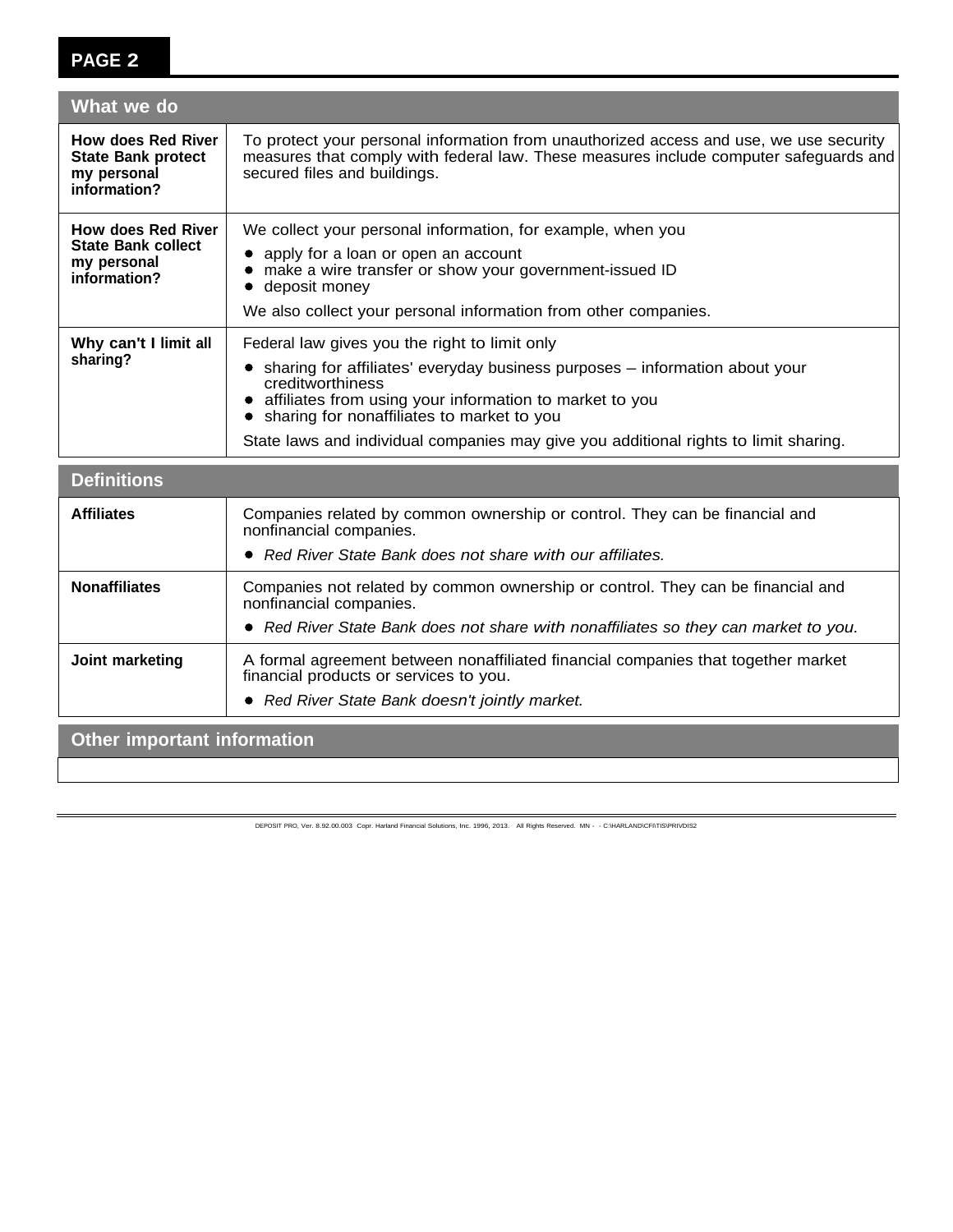## What we do

| | |
|---|---|
| **How does Red River State Bank protect my personal information?** | To protect your personal information from unauthorized access and use, we use security measures that comply with federal law. These measures include computer safeguards and secured files and buildings. |
| **How does Red River State Bank collect my personal information?** | We collect your personal information, for example, when you<br>• apply for a loan or open an account<br>• make a wire transfer or show your government-issued ID<br>• deposit money<br>We also collect your personal information from other companies. |
| **Why can't I limit all sharing?** | Federal law gives you the right to limit only<br>• sharing for affiliates' everyday business purposes – information about your creditworthiness<br>• affiliates from using your information to market to you<br>• sharing for nonaffiliates to market to you<br>State laws and individual companies may give you additional rights to limit sharing. |

## Definitions

| | |
|---|---|
| **Affiliates** | Companies related by common ownership or control. They can be financial and nonfinancial companies.<br>• *Red River State Bank does not share with our affiliates.* |
| **Nonaffiliates** | Companies not related by common ownership or control. They can be financial and nonfinancial companies.<br>• *Red River State Bank does not share with nonaffiliates so they can market to you.* |
| **Joint marketing** | A formal agreement between nonaffiliated financial companies that together market financial products or services to you.<br>• *Red River State Bank doesn't jointly market.* |

## Other important information

DEPOSIT PRO, Ver. 8.92.00.003 Copr. Harland Financial Solutions, Inc. 1996, 2013. All Rights Reserved. MN - - C:\HARLAND\CFI\TIS\PRIVDIS2